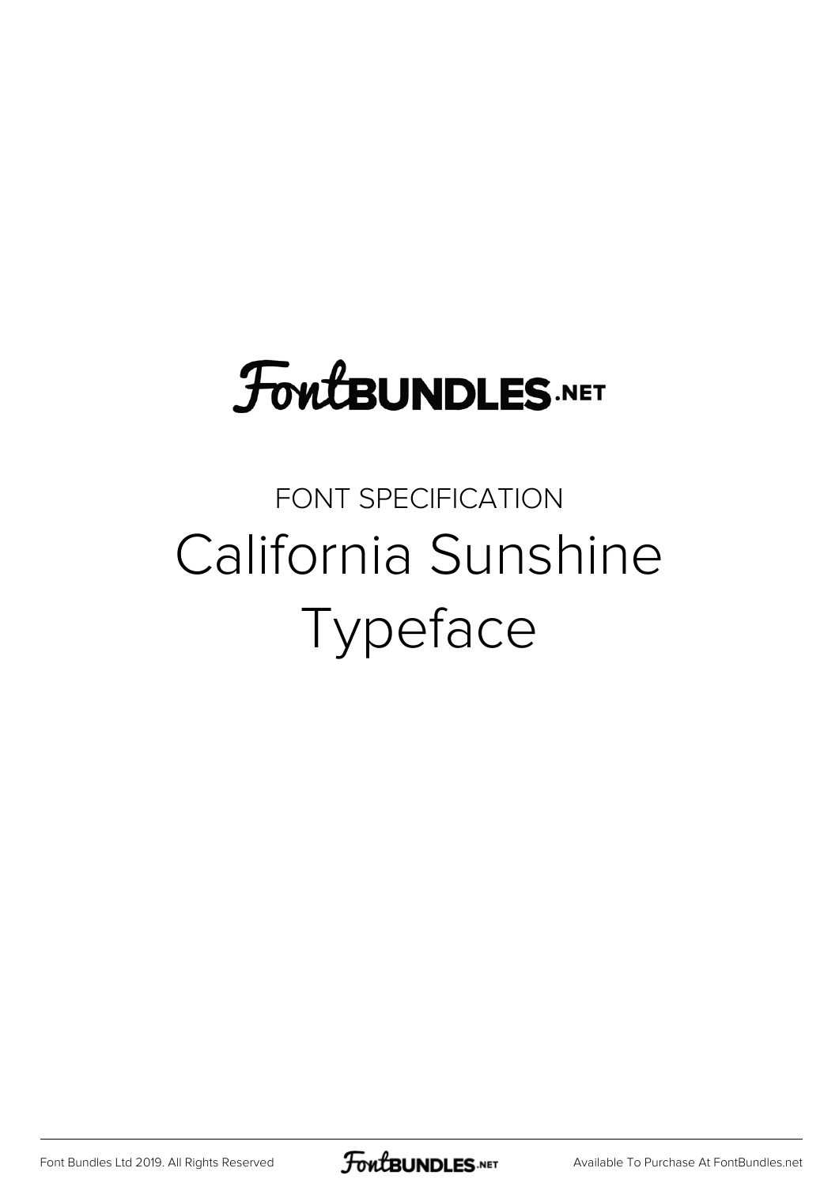FontBUNDLES.NET

FONT SPECIFICATION

# California Sunshine Typeface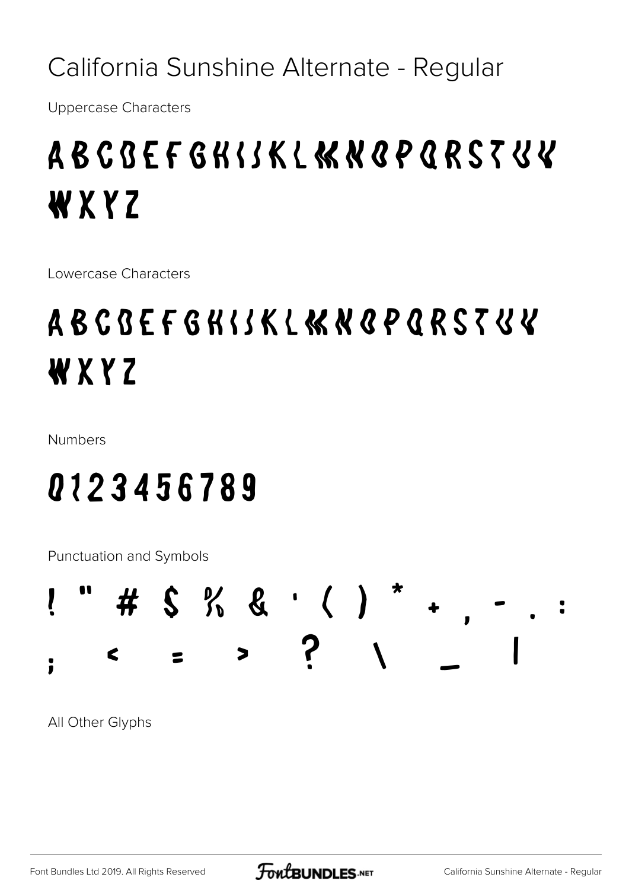# California Sunshine Alternate - Regular

Uppercase Characters

ABCDEFGHIJKLMNOPQRSTUV
WXYZ

Lowercase Characters

ABCDEFGHIJKLMNOPQRSTUV
WXYZ

Numbers

0123456789

Punctuation and Symbols

! " # $ % & ' ( ) * + , - . :
; < = > ? \ _ |

All Other Glyphs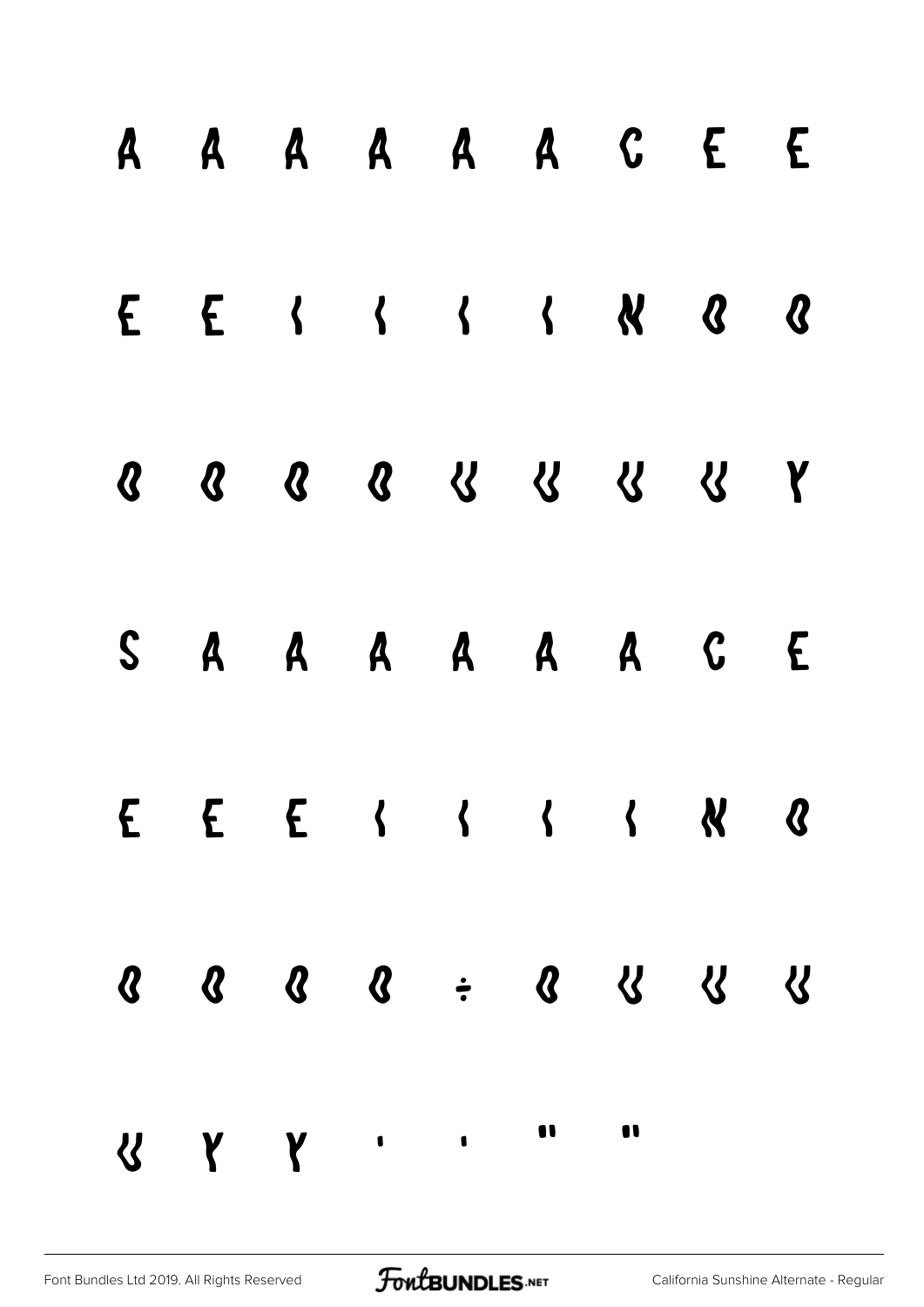A A A A A A C E E

E E ( ( ( ( N Q Q

Q Q Q Q U U U U Y

S A A A A A A C E

E E E ( ( ( ( N Q

Q Q Q Q ÷ Q U U U

U Y Y ' ' " "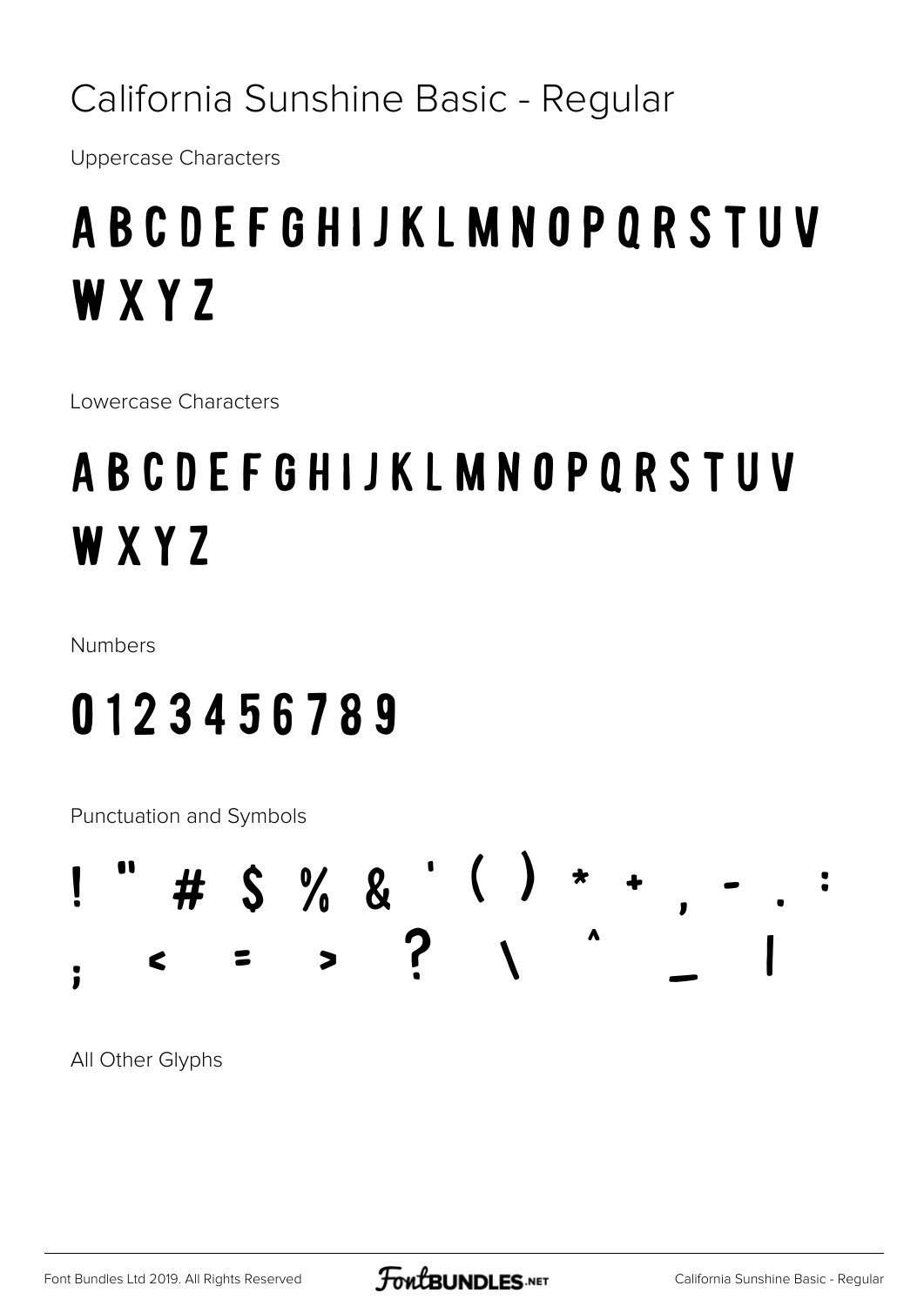# California Sunshine Basic - Regular

Uppercase Characters

A B C D E F G H I J K L M N O P Q R S T U V W X Y Z

Lowercase Characters

A B C D E F G H I J K L M N O P Q R S T U V W X Y Z

Numbers

0 1 2 3 4 5 6 7 8 9

Punctuation and Symbols

! " # $ % & ' ( ) * + , - . : ; < = > ? \ ^ _ |

All Other Glyphs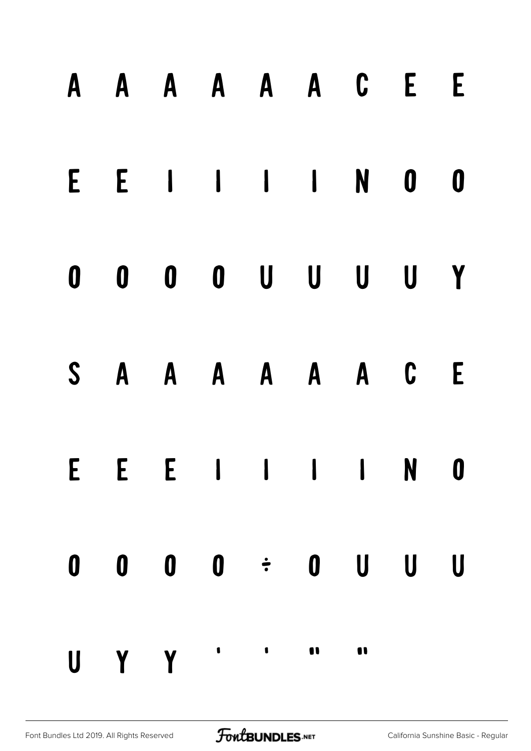A A A A A A C E E

E E I I I I N O O

O O O O U U U U Y

S A A A A A A C E

E E E I I I I N O

O O O O ÷ O U U U

U Y Y ' ' " "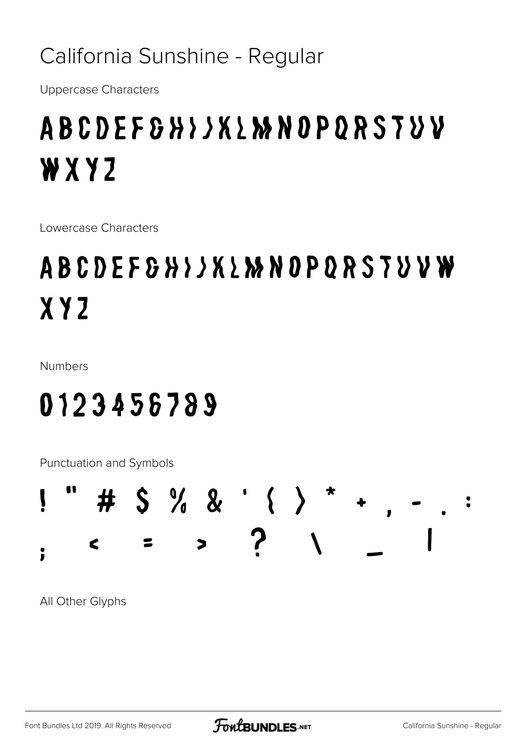# California Sunshine - Regular

Uppercase Characters

ABCDEFGHIJKLMNOPQRSTUV
WXYZ

Lowercase Characters

ABCDEFGHIJKLMNOPQRSTUVW
XYZ

Numbers

0123456789

Punctuation and Symbols

! " # $ % & ' ( ) * + , - . :
; < = > ? \ _ |

All Other Glyphs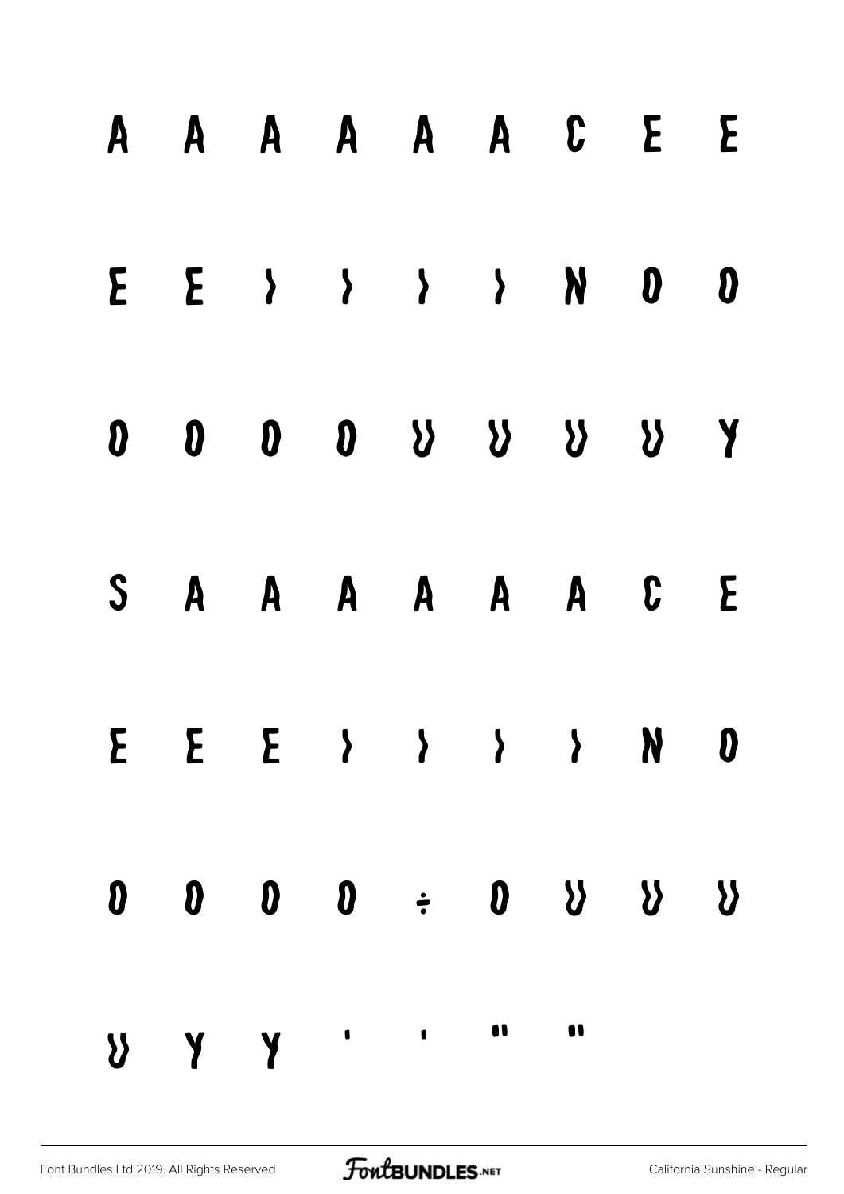A A A A A A C E E

E E I I I I N O O

O O O O U U U U Y

S A A A A A A C E

E E E I I I I N O

O O O O ÷ O U U U

U Y Y ' ' " "